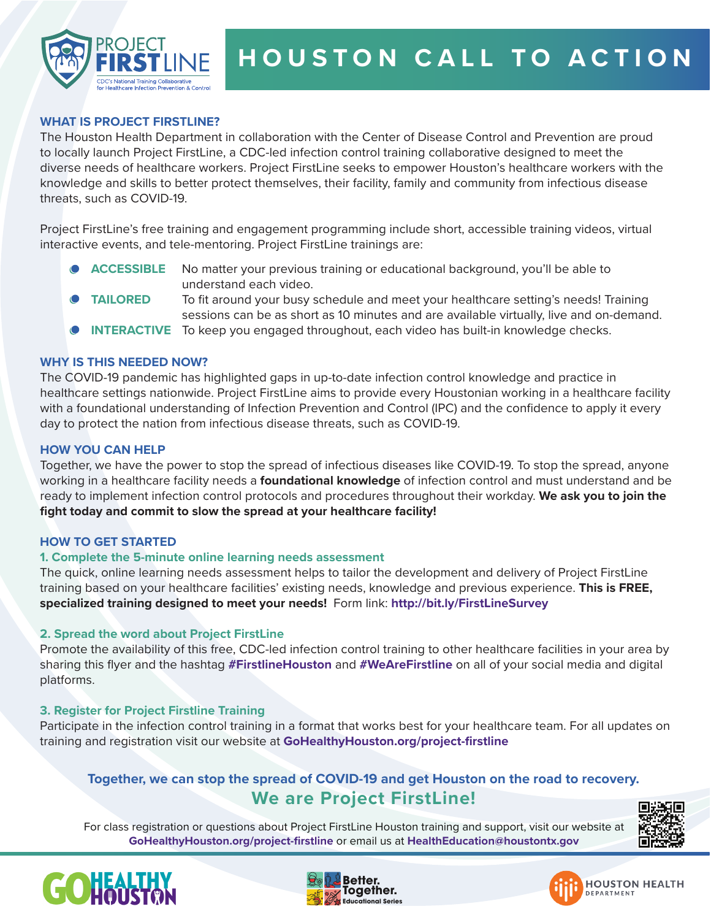# HOUSTON CALL TO ACTION

PROJECT FIRSTLINE
CDC's National Training Collaborative for Healthcare Infection Prevention & Control

## WHAT IS PROJECT FIRSTLINE?

The Houston Health Department in collaboration with the Center of Disease Control and Prevention are proud to locally launch Project FirstLine, a CDC-led infection control training collaborative designed to meet the diverse needs of healthcare workers. Project FirstLine seeks to empower Houston's healthcare workers with the knowledge and skills to better protect themselves, their facility, family and community from infectious disease threats, such as COVID-19.

Project FirstLine's free training and engagement programming include short, accessible training videos, virtual interactive events, and tele-mentoring. Project FirstLine trainings are:

- **ACCESSIBLE** No matter your previous training or educational background, you'll be able to understand each video.
- **TAILORED** To fit around your busy schedule and meet your healthcare setting's needs! Training sessions can be as short as 10 minutes and are available virtually, live and on-demand.
- **INTERACTIVE** To keep you engaged throughout, each video has built-in knowledge checks.

## WHY IS THIS NEEDED NOW?

The COVID-19 pandemic has highlighted gaps in up-to-date infection control knowledge and practice in healthcare settings nationwide. Project FirstLine aims to provide every Houstonian working in a healthcare facility with a foundational understanding of Infection Prevention and Control (IPC) and the confidence to apply it every day to protect the nation from infectious disease threats, such as COVID-19.

## HOW YOU CAN HELP

Together, we have the power to stop the spread of infectious diseases like COVID-19. To stop the spread, anyone working in a healthcare facility needs a **foundational knowledge** of infection control and must understand and be ready to implement infection control protocols and procedures throughout their workday. **We ask you to join the fight today and commit to slow the spread at your healthcare facility!**

## HOW TO GET STARTED

### 1. Complete the 5-minute online learning needs assessment

The quick, online learning needs assessment helps to tailor the development and delivery of Project FirstLine training based on your healthcare facilities' existing needs, knowledge and previous experience. **This is FREE, specialized training designed to meet your needs!** Form link: **http://bit.ly/FirstLineSurvey**

### 2. Spread the word about Project FirstLine

Promote the availability of this free, CDC-led infection control training to other healthcare facilities in your area by sharing this flyer and the hashtag **#FirstlineHouston** and **#WeAreFirstline** on all of your social media and digital platforms.

### 3. Register for Project Firstline Training

Participate in the infection control training in a format that works best for your healthcare team. For all updates on training and registration visit our website at **GoHealthyHouston.org/project-firstline**

**Together, we can stop the spread of COVID-19 and get Houston on the road to recovery.**

**We are Project FirstLine!**

For class registration or questions about Project FirstLine Houston training and support, visit our website at **GoHealthyHouston.org/project-firstline** or email us at **HealthEducation@houstontx.gov**

GO HEALTHY HOUSTON | Better. Together. Educational Series | HOUSTON HEALTH DEPARTMENT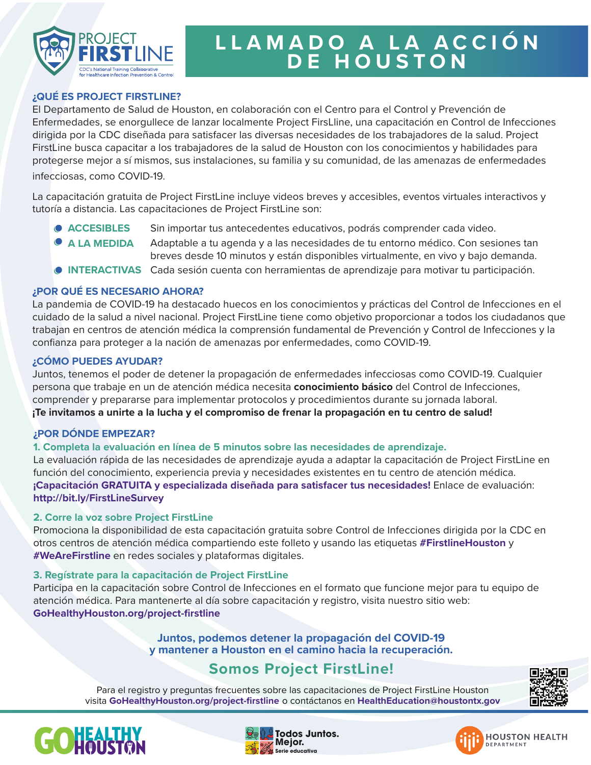# LLAMADO A LA ACCIÓN DE HOUSTON

## ¿QUÉ ES PROJECT FIRSTLINE?

El Departamento de Salud de Houston, en colaboración con el Centro para el Control y Prevención de Enfermedades, se enorgullece de lanzar localmente Project FirsLline, una capacitación en Control de Infecciones dirigida por la CDC diseñada para satisfacer las diversas necesidades de los trabajadores de la salud. Project FirstLine busca capacitar a los trabajadores de la salud de Houston con los conocimientos y habilidades para protegerse mejor a sí mismos, sus instalaciones, su familia y su comunidad, de las amenazas de enfermedades infecciosas, como COVID-19.

La capacitación gratuita de Project FirstLine incluye videos breves y accesibles, eventos virtuales interactivos y tutoría a distancia. Las capacitaciones de Project FirstLine son:

- **ACCESIBLES** Sin importar tus antecedentes educativos, podrás comprender cada video.
- **A LA MEDIDA** Adaptable a tu agenda y a las necesidades de tu entorno médico. Con sesiones tan breves desde 10 minutos y están disponibles virtualmente, en vivo y bajo demanda.
- **INTERACTIVAS** Cada sesión cuenta con herramientas de aprendizaje para motivar tu participación.

## ¿POR QUÉ ES NECESARIO AHORA?

La pandemia de COVID-19 ha destacado huecos en los conocimientos y prácticas del Control de Infecciones en el cuidado de la salud a nivel nacional. Project FirstLine tiene como objetivo proporcionar a todos los ciudadanos que trabajan en centros de atención médica la comprensión fundamental de Prevención y Control de Infecciones y la confianza para proteger a la nación de amenazas por enfermedades, como COVID-19.

## ¿CÓMO PUEDES AYUDAR?

Juntos, tenemos el poder de detener la propagación de enfermedades infecciosas como COVID-19. Cualquier persona que trabaje en un de atención médica necesita **conocimiento básico** del Control de Infecciones, comprender y prepararse para implementar protocolos y procedimientos durante su jornada laboral.
**¡Te invitamos a unirte a la lucha y el compromiso de frenar la propagación en tu centro de salud!**

## ¿POR DÓNDE EMPEZAR?

### 1. Completa la evaluación en línea de 5 minutos sobre las necesidades de aprendizaje.

La evaluación rápida de las necesidades de aprendizaje ayuda a adaptar la capacitación de Project FirstLine en función del conocimiento, experiencia previa y necesidades existentes en tu centro de atención médica.
**¡Capacitación GRATUITA y especializada diseñada para satisfacer tus necesidades!** Enlace de evaluación: **http://bit.ly/FirstLineSurvey**

### 2. Corre la voz sobre Project FirstLine

Promociona la disponibilidad de esta capacitación gratuita sobre Control de Infecciones dirigida por la CDC en otros centros de atención médica compartiendo este folleto y usando las etiquetas **#FirstlineHouston** y **#WeAreFirstline** en redes sociales y plataformas digitales.

### 3. Regístrate para la capacitación de Project FirstLine

Participa en la capacitación sobre Control de Infecciones en el formato que funcione mejor para tu equipo de atención médica. Para mantenerte al día sobre capacitación y registro, visita nuestro sitio web: **GoHealthyHouston.org/project-firstline**

**Juntos, podemos detener la propagación del COVID-19 y mantener a Houston en el camino hacia la recuperación.**

**Somos Project FirstLine!**

Para el registro y preguntas frecuentes sobre las capacitaciones de Project FirstLine Houston visita **GoHealthyHouston.org/project-firstline** o contáctanos en **HealthEducation@houstontx.gov**